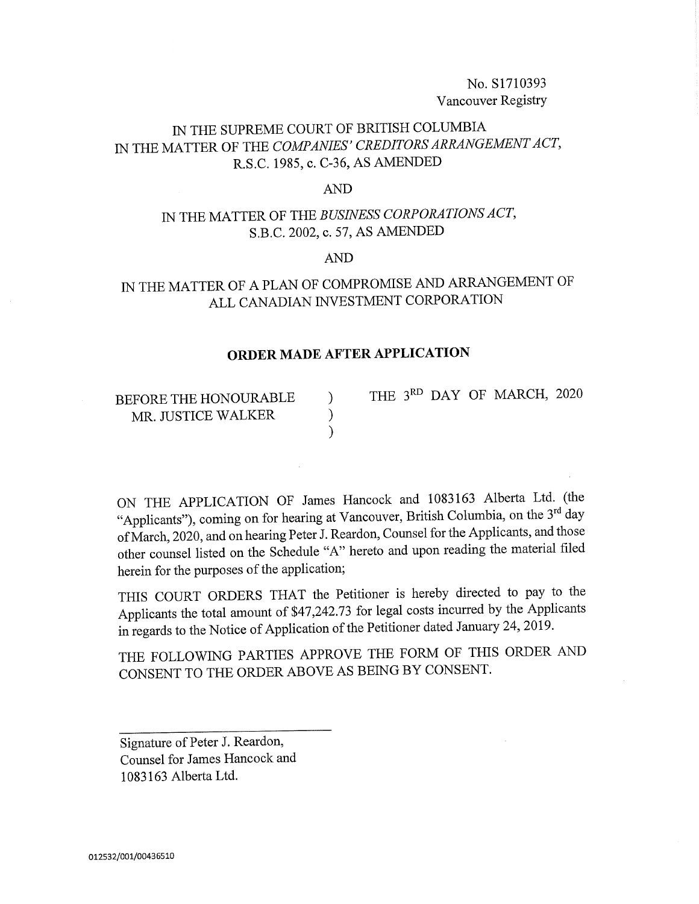No. S1710393
Vancouver Registry

IN THE SUPREME COURT OF BRITISH COLUMBIA
IN THE MATTER OF THE *COMPANIES' CREDITORS ARRANGEMENT ACT*,
R.S.C. 1985, c. C-36, AS AMENDED

AND

IN THE MATTER OF THE *BUSINESS CORPORATIONS ACT*,
S.B.C. 2002, c. 57, AS AMENDED

AND

IN THE MATTER OF A PLAN OF COMPROMISE AND ARRANGEMENT OF
ALL CANADIAN INVESTMENT CORPORATION

## ORDER MADE AFTER APPLICATION

| BEFORE THE HONOURABLE MR. JUSTICE WALKER | ) ) ) | THE 3RD DAY OF MARCH, 2020 |
|---|---|---|

ON THE APPLICATION OF James Hancock and 1083163 Alberta Ltd. (the "Applicants"), coming on for hearing at Vancouver, British Columbia, on the 3rd day of March, 2020, and on hearing Peter J. Reardon, Counsel for the Applicants, and those other counsel listed on the Schedule "A" hereto and upon reading the material filed herein for the purposes of the application;

THIS COURT ORDERS THAT the Petitioner is hereby directed to pay to the Applicants the total amount of $47,242.73 for legal costs incurred by the Applicants in regards to the Notice of Application of the Petitioner dated January 24, 2019.

THE FOLLOWING PARTIES APPROVE THE FORM OF THIS ORDER AND CONSENT TO THE ORDER ABOVE AS BEING BY CONSENT.

\_\_\_\_\_\_\_\_\_\_\_\_\_\_\_\_\_\_\_\_\_\_\_\_\_\_\_\_\_\_

Signature of Peter J. Reardon,
Counsel for James Hancock and
1083163 Alberta Ltd.

012532/001/00436510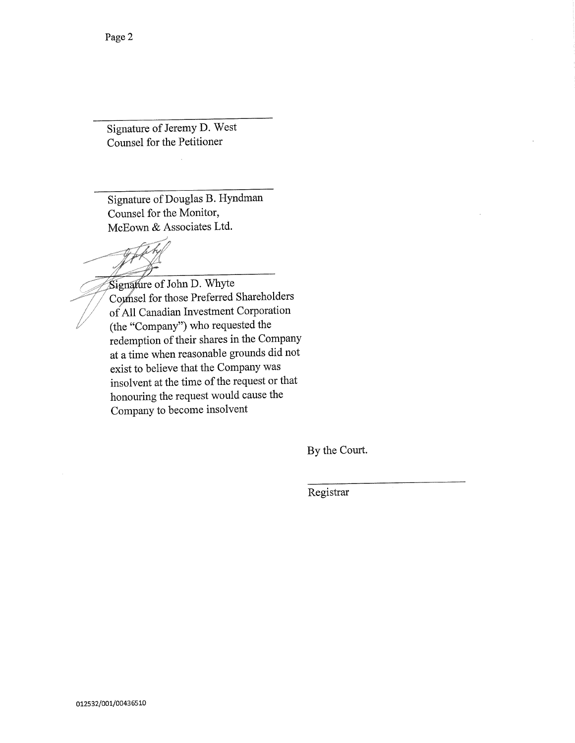Signature of Jeremy D. West
Counsel for the Petitioner

Signature of Douglas B. Hyndman
Counsel for the Monitor,
McEown & Associates Ltd.

Signature of John D. Whyte
Counsel for those Preferred Shareholders of All Canadian Investment Corporation (the "Company") who requested the redemption of their shares in the Company at a time when reasonable grounds did not exist to believe that the Company was insolvent at the time of the request or that honouring the request would cause the Company to become insolvent

By the Court.

Registrar

012532/001/00436510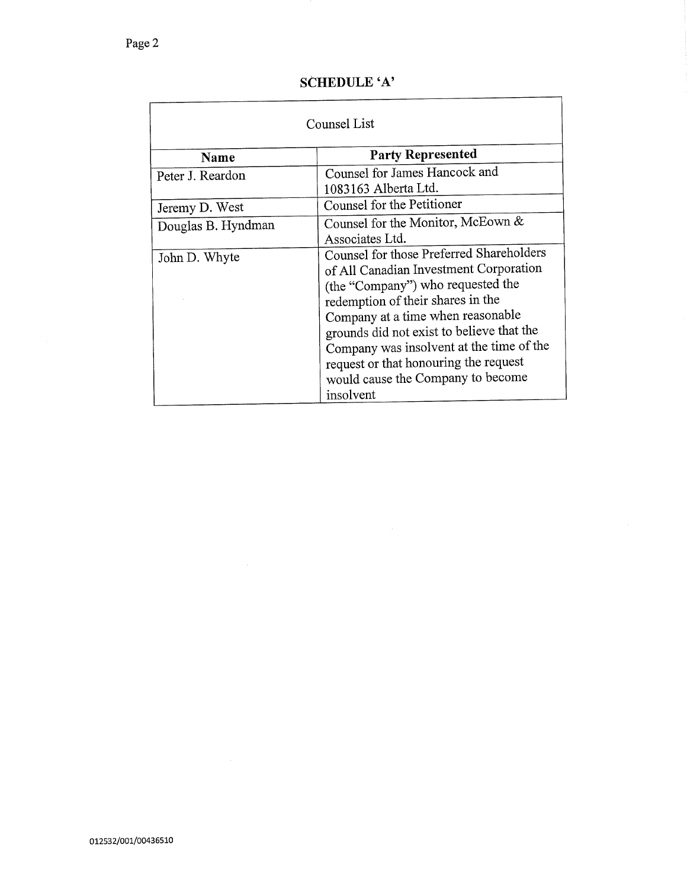## SCHEDULE 'A'

| Counsel List | |
|---|---|
| **Name** | **Party Represented** |
| Peter J. Reardon | Counsel for James Hancock and 1083163 Alberta Ltd. |
| Jeremy D. West | Counsel for the Petitioner |
| Douglas B. Hyndman | Counsel for the Monitor, McEown & Associates Ltd. |
| John D. Whyte | Counsel for those Preferred Shareholders of All Canadian Investment Corporation (the "Company") who requested the redemption of their shares in the Company at a time when reasonable grounds did not exist to believe that the Company was insolvent at the time of the request or that honouring the request would cause the Company to become insolvent |

012532/001/00436510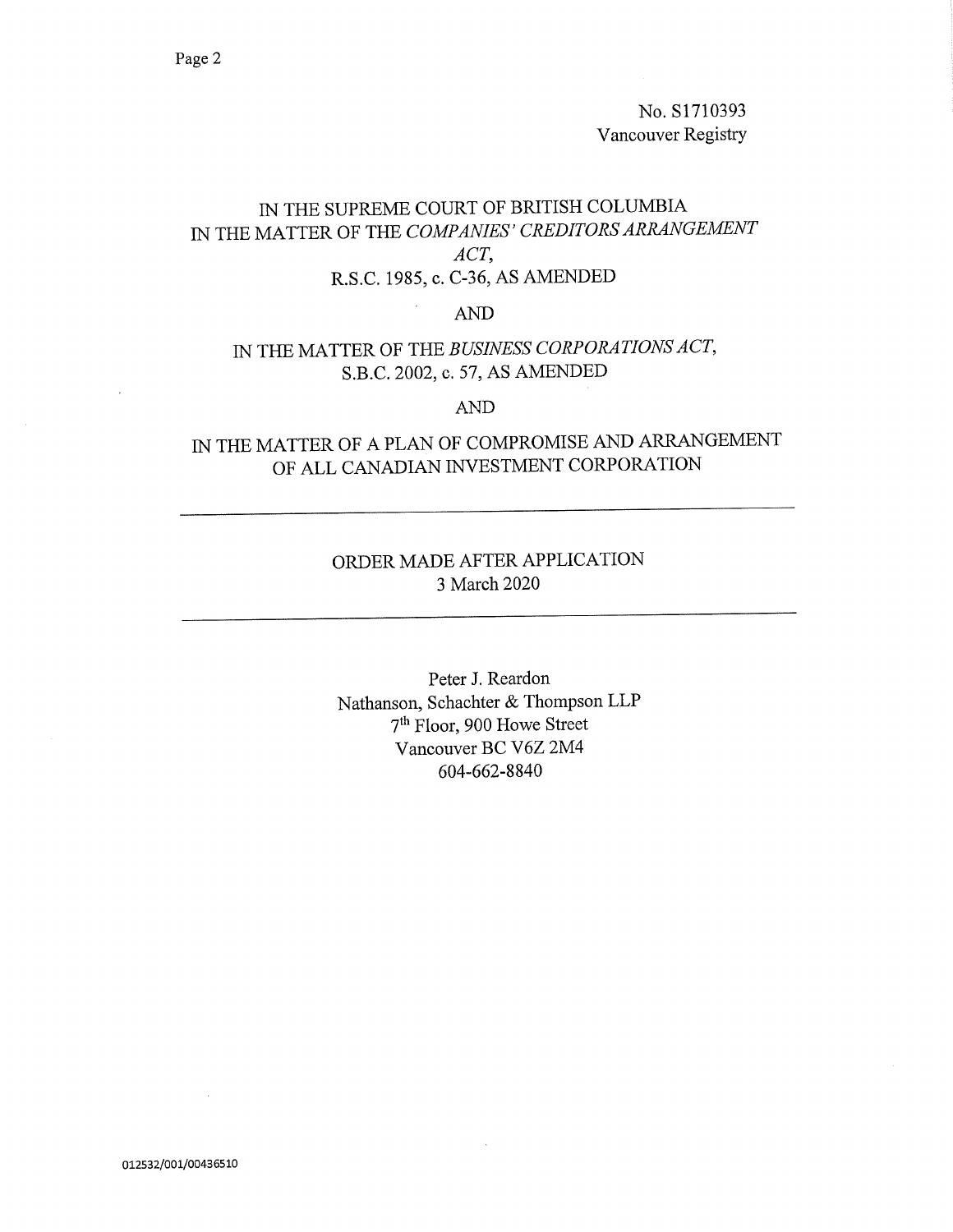No. S1710393
Vancouver Registry

IN THE SUPREME COURT OF BRITISH COLUMBIA
IN THE MATTER OF THE *COMPANIES' CREDITORS ARRANGEMENT ACT*,
R.S.C. 1985, c. C-36, AS AMENDED

AND

IN THE MATTER OF THE *BUSINESS CORPORATIONS ACT*,
S.B.C. 2002, c. 57, AS AMENDED

AND

IN THE MATTER OF A PLAN OF COMPROMISE AND ARRANGEMENT
OF ALL CANADIAN INVESTMENT CORPORATION

---

ORDER MADE AFTER APPLICATION
3 March 2020

---

Peter J. Reardon
Nathanson, Schachter & Thompson LLP
7th Floor, 900 Howe Street
Vancouver BC V6Z 2M4
604-662-8840

012532/001/00436510